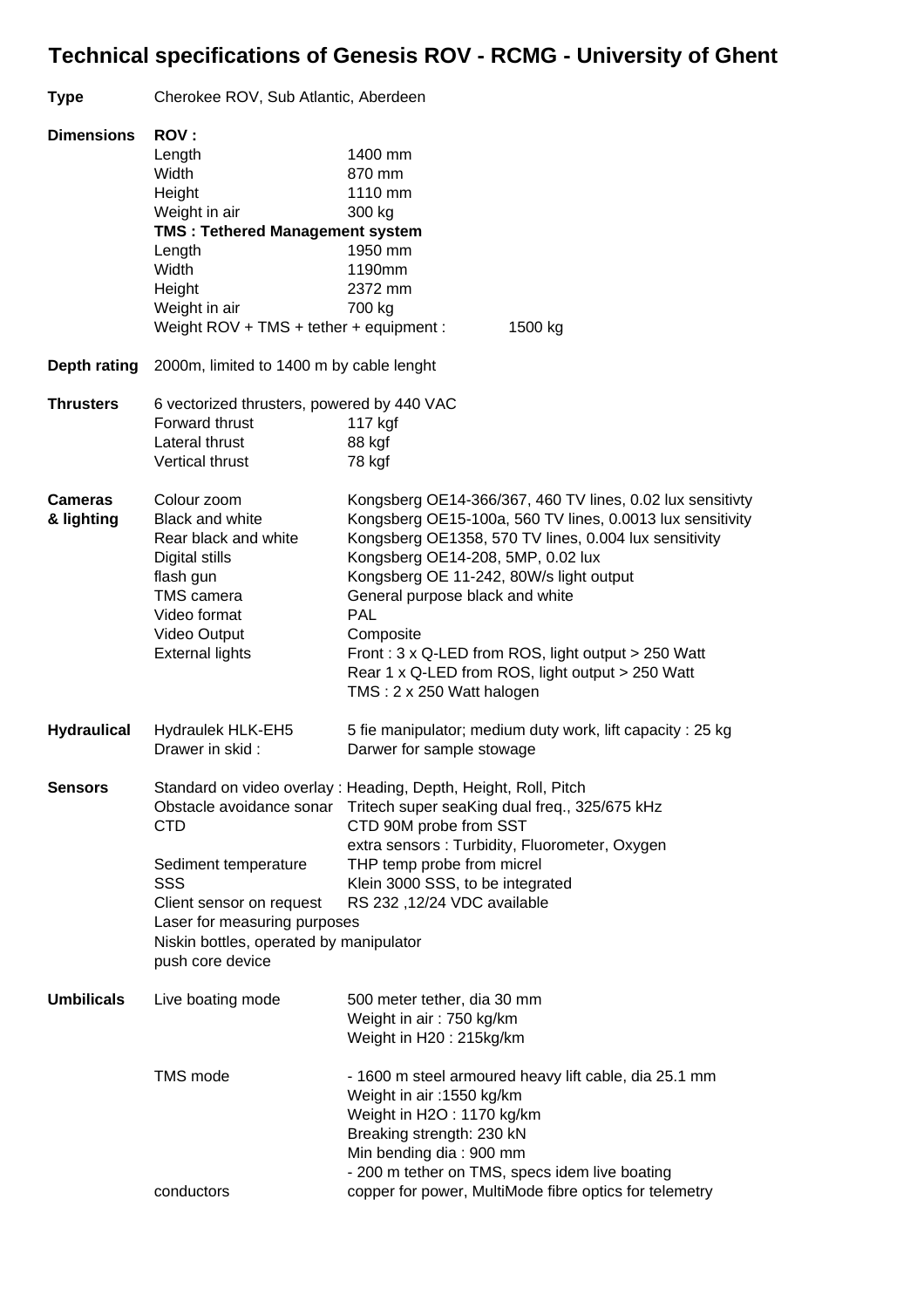# Technical specifications of Genesis ROV - RCMG - University of Ghent

| | | | |
|---|---|---|---|
| **Type** | Cherokee ROV, Sub Atlantic, Aberdeen | | |
| **Dimensions** | **ROV :** | | |
| | Length | 1400 mm | |
| | Width | 870 mm | |
| | Height | 1110 mm | |
| | Weight in air | 300 kg | |
| | **TMS : Tethered Management system** | | |
| | Length | 1950 mm | |
| | Width | 1190mm | |
| | Height | 2372 mm | |
| | Weight in air | 700 kg | |
| | Weight ROV + TMS + tether + equipment : | | 1500 kg |
| **Depth rating** | 2000m, limited to 1400 m by cable lenght | | |
| **Thrusters** | 6 vectorized thrusters, powered by 440 VAC | | |
| | Forward thrust | 117 kgf | |
| | Lateral thrust | 88 kgf | |
| | Vertical thrust | 78 kgf | |
| **Cameras & lighting** | Colour zoom | Kongsberg OE14-366/367, 460 TV lines, 0.02 lux sensitivty | |
| | Black and white | Kongsberg OE15-100a, 560 TV lines, 0.0013 lux sensitivity | |
| | Rear black and white | Kongsberg OE1358, 570 TV lines, 0.004 lux sensitivity | |
| | Digital stills | Kongsberg OE14-208, 5MP, 0.02 lux | |
| | flash gun | Kongsberg OE 11-242, 80W/s light output | |
| | TMS camera | General purpose black and white | |
| | Video format | PAL | |
| | Video Output | Composite | |
| | External lights | Front : 3 x Q-LED from ROS, light output > 250 Watt | |
| | | Rear 1 x Q-LED from ROS, light output > 250 Watt | |
| | | TMS : 2 x 250 Watt halogen | |
| **Hydraulical** | Hydraulek HLK-EH5 | 5 fie manipulator; medium duty work, lift capacity : 25 kg | |
| | Drawer in skid : | Darwer for sample stowage | |
| **Sensors** | Standard on video overlay : Heading, Depth, Height, Roll, Pitch | | |
| | Obstacle avoidance sonar | Tritech super seaKing dual freq., 325/675 kHz | |
| | CTD | CTD 90M probe from SST | |
| | | extra sensors : Turbidity, Fluorometer, Oxygen | |
| | Sediment temperature | THP temp probe from micrel | |
| | SSS | Klein 3000 SSS, to be integrated | |
| | Client sensor on request | RS 232 ,12/24 VDC available | |
| | Laser for measuring purposes | | |
| | Niskin bottles, operated by manipulator | | |
| | push core device | | |
| **Umbilicals** | Live boating mode | 500 meter tether, dia 30 mm | |
| | | Weight in air : 750 kg/km | |
| | | Weight in H20 : 215kg/km | |
| | TMS mode | - 1600 m steel armoured heavy lift cable, dia 25.1 mm | |
| | | Weight in air :1550 kg/km | |
| | | Weight in H2O : 1170 kg/km | |
| | | Breaking strength: 230 kN | |
| | | Min bending dia : 900 mm | |
| | | - 200 m tether on TMS, specs idem live boating | |
| | conductors | copper for power, MultiMode fibre optics for telemetry | |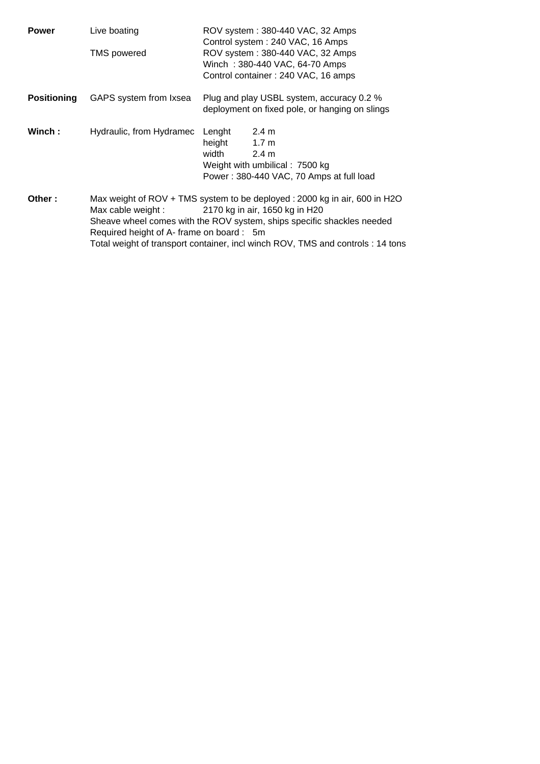| | | |
|---|---|---|
| **Power** | Live boating | ROV system : 380-440 VAC, 32 Amps<br>Control system : 240 VAC, 16 Amps |
| | TMS powered | ROV system : 380-440 VAC, 32 Amps<br>Winch : 380-440 VAC, 64-70 Amps<br>Control container : 240 VAC, 16 amps |
| **Positioning** | GAPS system from Ixsea | Plug and play USBL system, accuracy 0.2 %<br>deployment on fixed pole, or hanging on slings |
| **Winch :** | Hydraulic, from Hydramec | Lenght 2.4 m<br>height 1.7 m<br>width 2.4 m<br>Weight with umbilical : 7500 kg<br>Power : 380-440 VAC, 70 Amps at full load |

**Other :**

Max weight of ROV + TMS system to be deployed : 2000 kg in air, 600 in $H_2O$
Max cable weight : 2170 kg in air, 1650 kg in H20
Sheave wheel comes with the ROV system, ships specific shackles needed
Required height of A- frame on board : 5m
Total weight of transport container, incl winch ROV, TMS and controls : 14 tons